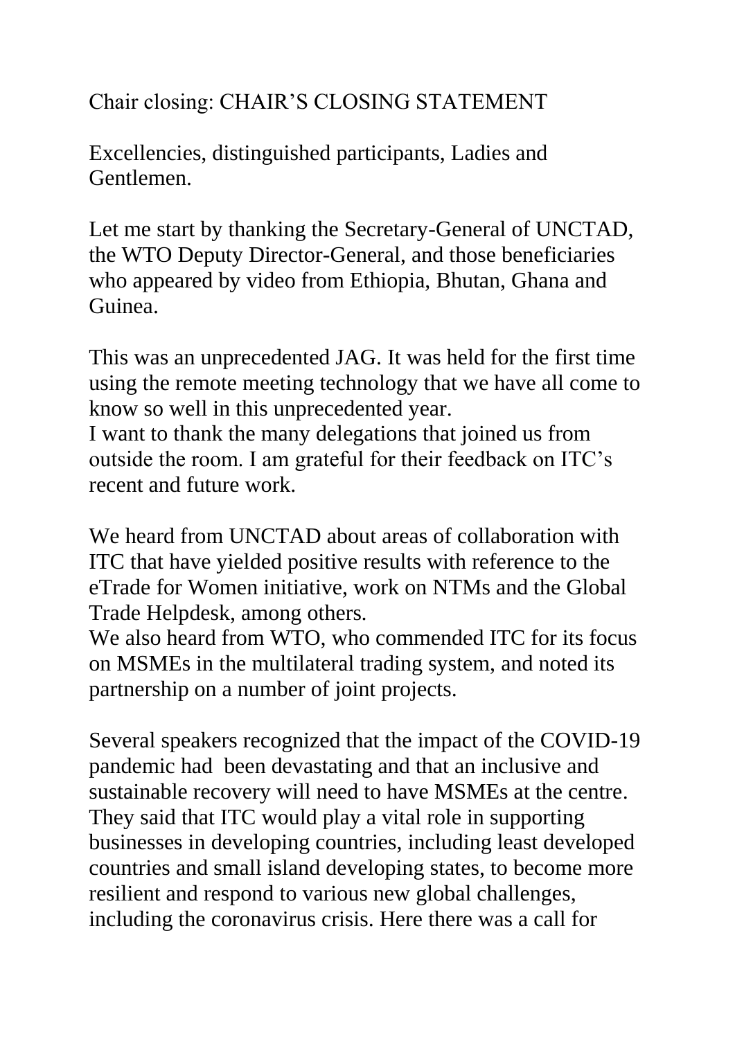Chair closing: CHAIR’S CLOSING STATEMENT

Excellencies, distinguished participants, Ladies and Gentlemen.

Let me start by thanking the Secretary-General of UNCTAD, the WTO Deputy Director-General, and those beneficiaries who appeared by video from Ethiopia, Bhutan, Ghana and Guinea.

This was an unprecedented JAG. It was held for the first time using the remote meeting technology that we have all come to know so well in this unprecedented year.
I want to thank the many delegations that joined us from outside the room. I am grateful for their feedback on ITC’s recent and future work.

We heard from UNCTAD about areas of collaboration with ITC that have yielded positive results with reference to the eTrade for Women initiative, work on NTMs and the Global Trade Helpdesk, among others.
We also heard from WTO, who commended ITC for its focus on MSMEs in the multilateral trading system, and noted its partnership on a number of joint projects.

Several speakers recognized that the impact of the COVID-19 pandemic had been devastating and that an inclusive and sustainable recovery will need to have MSMEs at the centre. They said that ITC would play a vital role in supporting businesses in developing countries, including least developed countries and small island developing states, to become more resilient and respond to various new global challenges, including the coronavirus crisis. Here there was a call for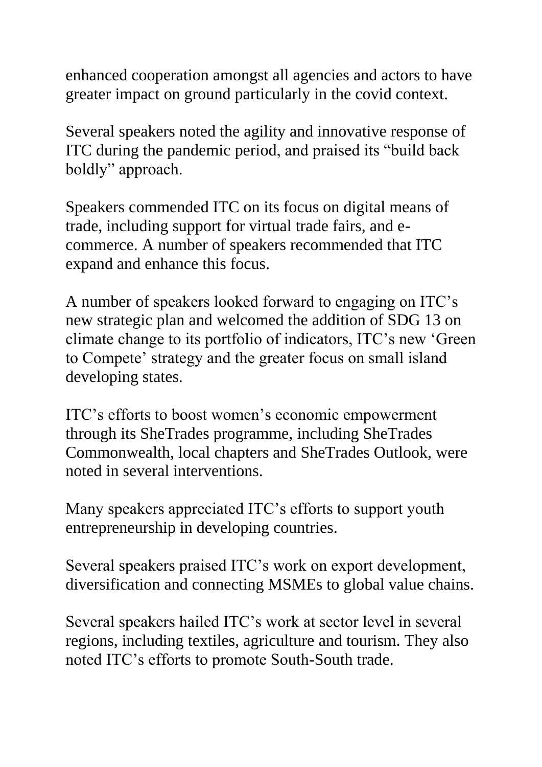enhanced cooperation amongst all agencies and actors to have greater impact on ground particularly in the covid context.

Several speakers noted the agility and innovative response of ITC during the pandemic period, and praised its "build back boldly" approach.

Speakers commended ITC on its focus on digital means of trade, including support for virtual trade fairs, and e-commerce. A number of speakers recommended that ITC expand and enhance this focus.

A number of speakers looked forward to engaging on ITC's new strategic plan and welcomed the addition of SDG 13 on climate change to its portfolio of indicators, ITC's new 'Green to Compete' strategy and the greater focus on small island developing states.

ITC's efforts to boost women's economic empowerment through its SheTrades programme, including SheTrades Commonwealth, local chapters and SheTrades Outlook, were noted in several interventions.

Many speakers appreciated ITC's efforts to support youth entrepreneurship in developing countries.

Several speakers praised ITC's work on export development, diversification and connecting MSMEs to global value chains.

Several speakers hailed ITC's work at sector level in several regions, including textiles, agriculture and tourism. They also noted ITC's efforts to promote South-South trade.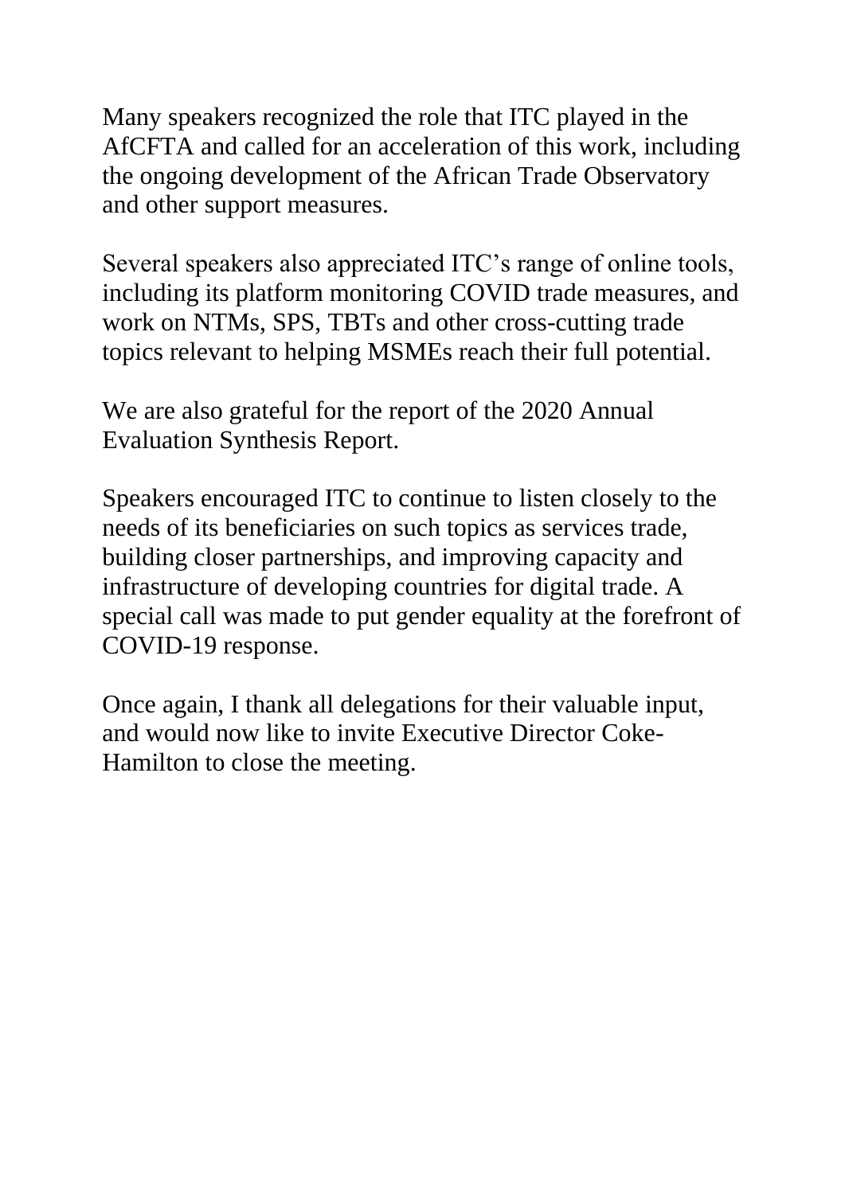Many speakers recognized the role that ITC played in the AfCFTA and called for an acceleration of this work, including the ongoing development of the African Trade Observatory and other support measures.

Several speakers also appreciated ITC's range of online tools, including its platform monitoring COVID trade measures, and work on NTMs, SPS, TBTs and other cross-cutting trade topics relevant to helping MSMEs reach their full potential.

We are also grateful for the report of the 2020 Annual Evaluation Synthesis Report.

Speakers encouraged ITC to continue to listen closely to the needs of its beneficiaries on such topics as services trade, building closer partnerships, and improving capacity and infrastructure of developing countries for digital trade. A special call was made to put gender equality at the forefront of COVID-19 response.

Once again, I thank all delegations for their valuable input, and would now like to invite Executive Director Coke-Hamilton to close the meeting.